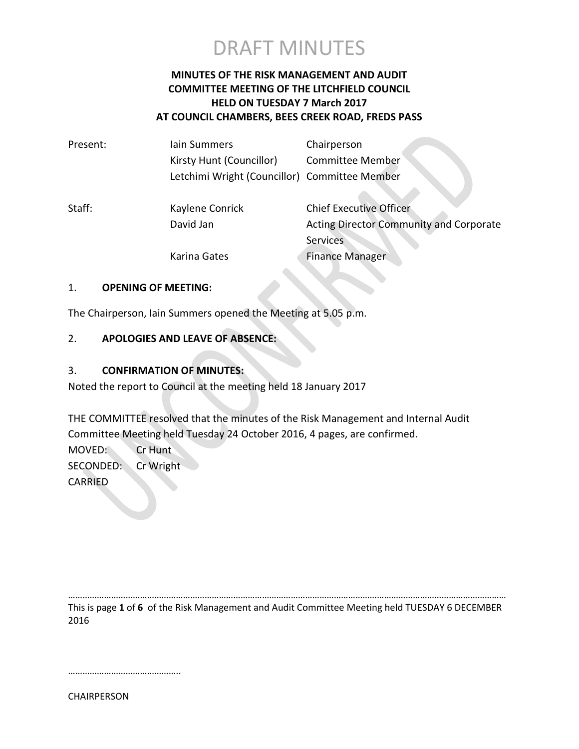# DRAFT MINUTES

**MINUTES OF THE RISK MANAGEMENT AND AUDIT COMMITTEE MEETING OF THE LITCHFIELD COUNCIL HELD ON TUESDAY 7 March 2017 AT COUNCIL CHAMBERS, BEES CREEK ROAD, FREDS PASS**

| | | |
|---|---|---|
| Present: | Iain Summers | Chairperson |
| | Kirsty Hunt (Councillor) | Committee Member |
| | Letchimi Wright (Councillor) | Committee Member |
| | | |
| Staff: | Kaylene Conrick | Chief Executive Officer |
| | David Jan | Acting Director Community and Corporate Services |
| | Karina Gates | Finance Manager |

1. **OPENING OF MEETING:**

The Chairperson, Iain Summers opened the Meeting at 5.05 p.m.

2. **APOLOGIES AND LEAVE OF ABSENCE:**

3. **CONFIRMATION OF MINUTES:**

Noted the report to Council at the meeting held 18 January 2017

THE COMMITTEE resolved that the minutes of the Risk Management and Internal Audit Committee Meeting held Tuesday 24 October 2016, 4 pages, are confirmed.

MOVED: Cr Hunt
SECONDED: Cr Wright
CARRIED

This is page **1** of **6** of the Risk Management and Audit Committee Meeting held TUESDAY 6 DECEMBER 2016

………………………………………..

CHAIRPERSON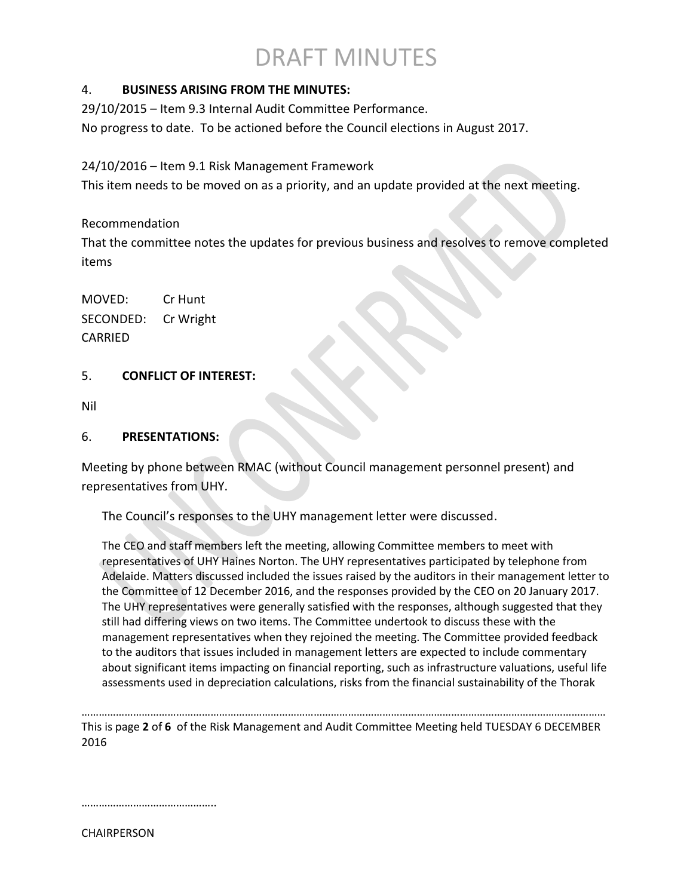# DRAFT MINUTES

4. **BUSINESS ARISING FROM THE MINUTES:**

29/10/2015 – Item 9.3 Internal Audit Committee Performance.
No progress to date. To be actioned before the Council elections in August 2017.

24/10/2016 – Item 9.1 Risk Management Framework
This item needs to be moved on as a priority, and an update provided at the next meeting.

Recommendation
That the committee notes the updates for previous business and resolves to remove completed items

MOVED: Cr Hunt
SECONDED: Cr Wright
CARRIED

5. **CONFLICT OF INTEREST:**

Nil

6. **PRESENTATIONS:**

Meeting by phone between RMAC (without Council management personnel present) and representatives from UHY.

The Council's responses to the UHY management letter were discussed.

The CEO and staff members left the meeting, allowing Committee members to meet with representatives of UHY Haines Norton. The UHY representatives participated by telephone from Adelaide. Matters discussed included the issues raised by the auditors in their management letter to the Committee of 12 December 2016, and the responses provided by the CEO on 20 January 2017. The UHY representatives were generally satisfied with the responses, although suggested that they still had differing views on two items. The Committee undertook to discuss these with the management representatives when they rejoined the meeting. The Committee provided feedback to the auditors that issues included in management letters are expected to include commentary about significant items impacting on financial reporting, such as infrastructure valuations, useful life assessments used in depreciation calculations, risks from the financial sustainability of the Thorak

…………………………………………

CHAIRPERSON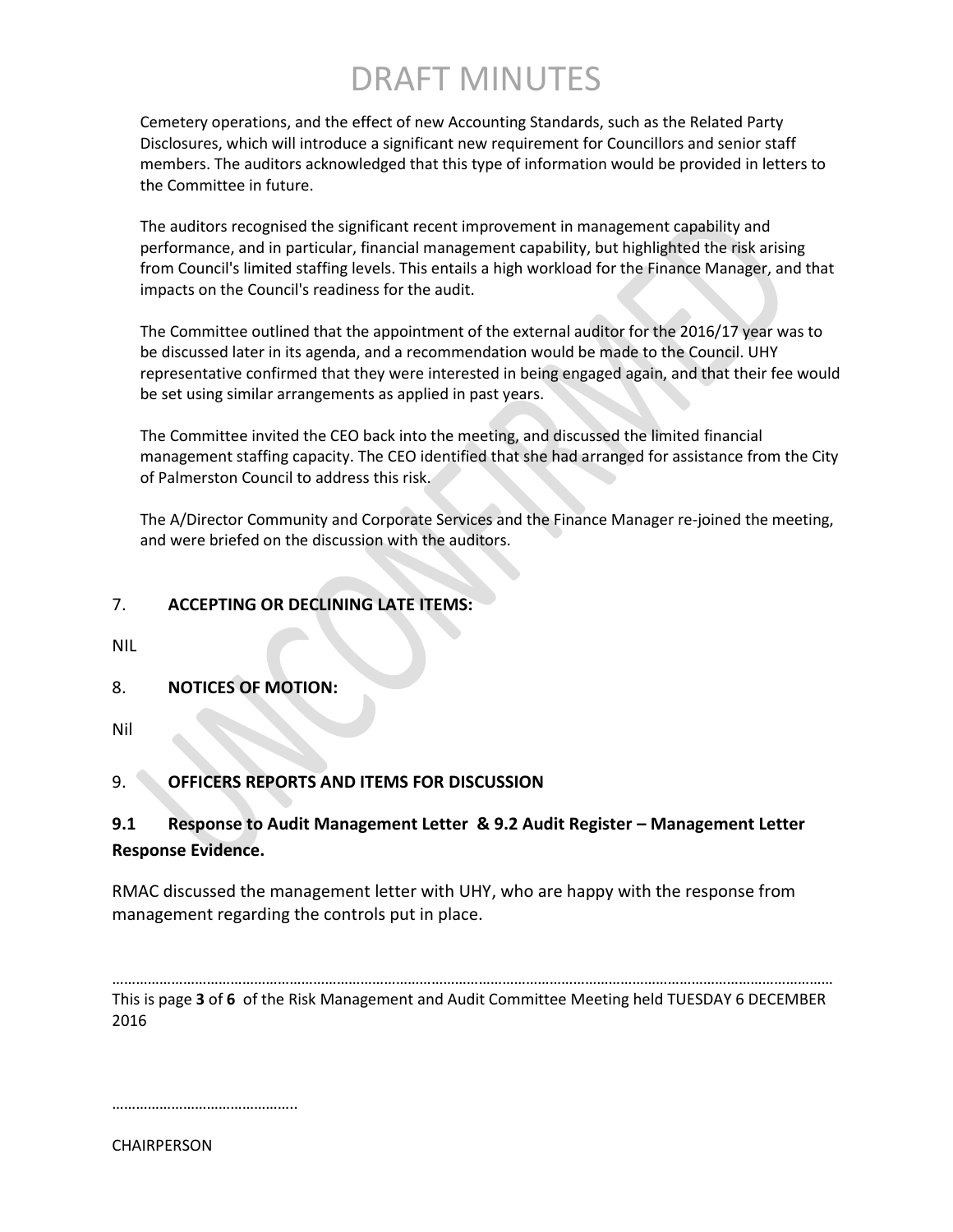Cemetery operations, and the effect of new Accounting Standards, such as the Related Party Disclosures, which will introduce a significant new requirement for Councillors and senior staff members. The auditors acknowledged that this type of information would be provided in letters to the Committee in future.

The auditors recognised the significant recent improvement in management capability and performance, and in particular, financial management capability, but highlighted the risk arising from Council's limited staffing levels. This entails a high workload for the Finance Manager, and that impacts on the Council's readiness for the audit.

The Committee outlined that the appointment of the external auditor for the 2016/17 year was to be discussed later in its agenda, and a recommendation would be made to the Council. UHY representative confirmed that they were interested in being engaged again, and that their fee would be set using similar arrangements as applied in past years.

The Committee invited the CEO back into the meeting, and discussed the limited financial management staffing capacity. The CEO identified that she had arranged for assistance from the City of Palmerston Council to address this risk.

The A/Director Community and Corporate Services and the Finance Manager re-joined the meeting, and were briefed on the discussion with the auditors.

## 7. ACCEPTING OR DECLINING LATE ITEMS:

NIL

## 8. NOTICES OF MOTION:

Nil

## 9. OFFICERS REPORTS AND ITEMS FOR DISCUSSION

### 9.1 Response to Audit Management Letter & 9.2 Audit Register – Management Letter Response Evidence.

RMAC discussed the management letter with UHY, who are happy with the response from management regarding the controls put in place.

This is page **3** of **6** of the Risk Management and Audit Committee Meeting held TUESDAY 6 DECEMBER 2016

………………………………………..

CHAIRPERSON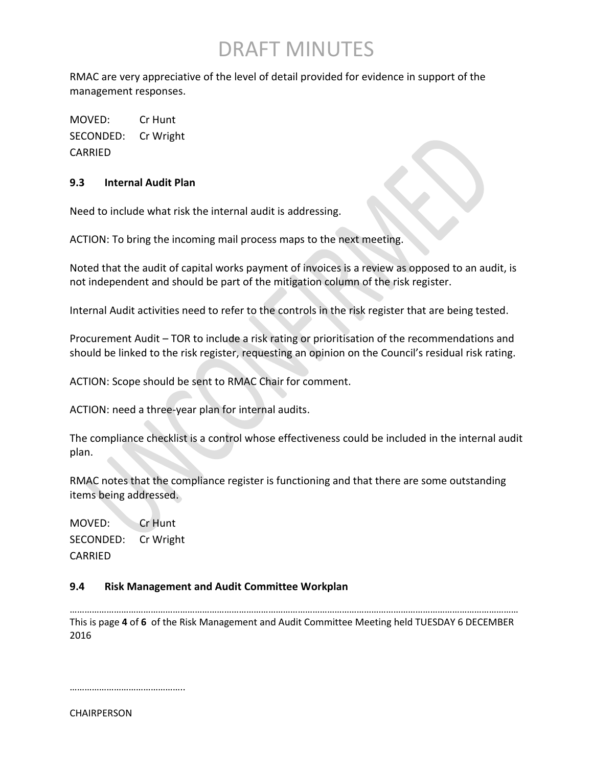RMAC are very appreciative of the level of detail provided for evidence in support of the management responses.

MOVED: Cr Hunt
SECONDED: Cr Wright
CARRIED

### 9.3 Internal Audit Plan

Need to include what risk the internal audit is addressing.

ACTION: To bring the incoming mail process maps to the next meeting.

Noted that the audit of capital works payment of invoices is a review as opposed to an audit, is not independent and should be part of the mitigation column of the risk register.

Internal Audit activities need to refer to the controls in the risk register that are being tested.

Procurement Audit – TOR to include a risk rating or prioritisation of the recommendations and should be linked to the risk register, requesting an opinion on the Council's residual risk rating.

ACTION: Scope should be sent to RMAC Chair for comment.

ACTION: need a three-year plan for internal audits.

The compliance checklist is a control whose effectiveness could be included in the internal audit plan.

RMAC notes that the compliance register is functioning and that there are some outstanding items being addressed.

MOVED: Cr Hunt
SECONDED: Cr Wright
CARRIED

### 9.4 Risk Management and Audit Committee Workplan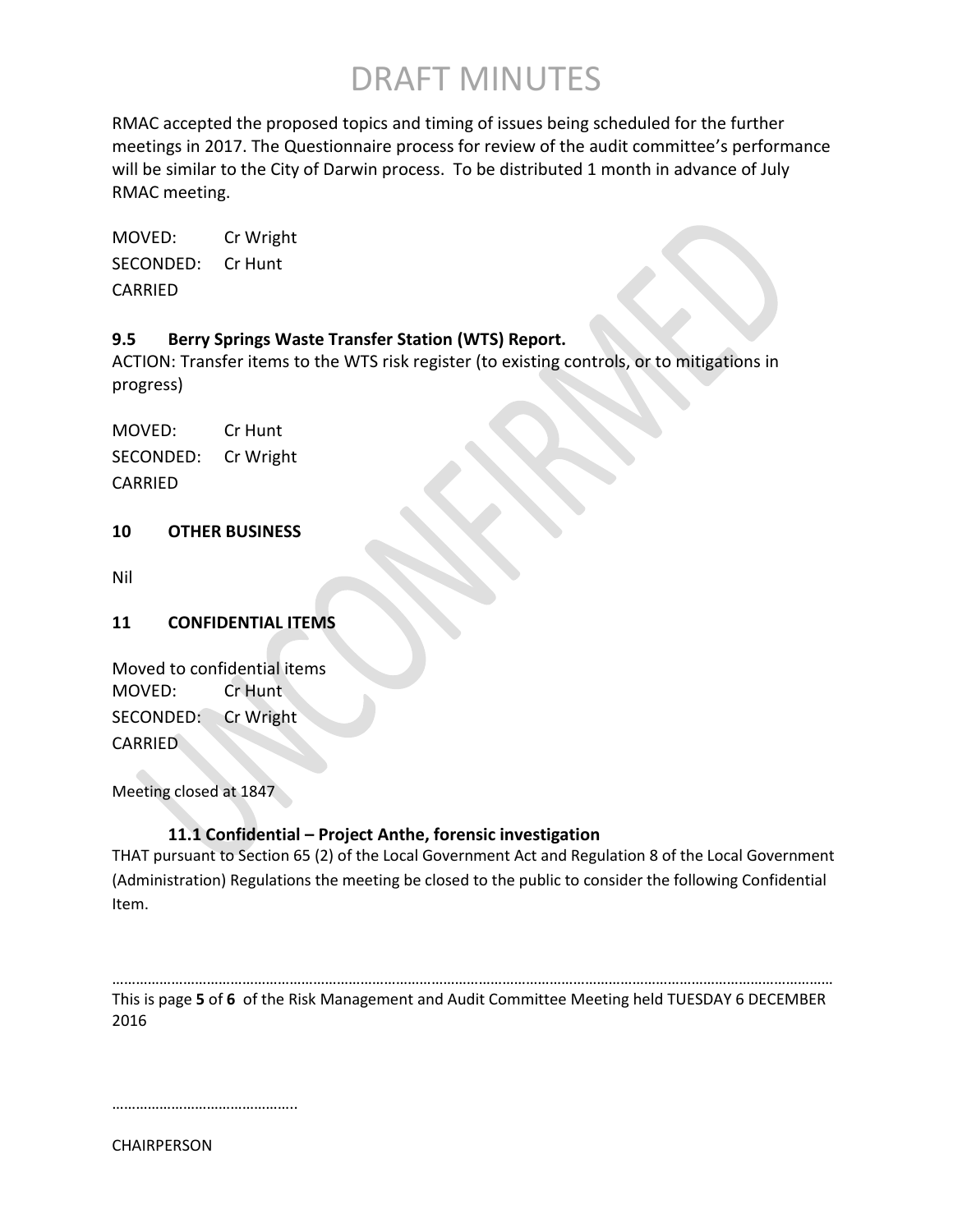RMAC accepted the proposed topics and timing of issues being scheduled for the further meetings in 2017. The Questionnaire process for review of the audit committee's performance will be similar to the City of Darwin process. To be distributed 1 month in advance of July RMAC meeting.

MOVED: Cr Wright
SECONDED: Cr Hunt
CARRIED

### 9.5 Berry Springs Waste Transfer Station (WTS) Report.

ACTION: Transfer items to the WTS risk register (to existing controls, or to mitigations in progress)

MOVED: Cr Hunt
SECONDED: Cr Wright
CARRIED

## 10 OTHER BUSINESS

Nil

## 11 CONFIDENTIAL ITEMS

Moved to confidential items
MOVED: Cr Hunt
SECONDED: Cr Wright
CARRIED

Meeting closed at 1847

### 11.1 Confidential – Project Anthe, forensic investigation

THAT pursuant to Section 65 (2) of the Local Government Act and Regulation 8 of the Local Government (Administration) Regulations the meeting be closed to the public to consider the following Confidential Item.

………………………………………………………………………………………………………………………………………………………………

This is page **5** of **6** of the Risk Management and Audit Committee Meeting held TUESDAY 6 DECEMBER 2016

………………………………………..

CHAIRPERSON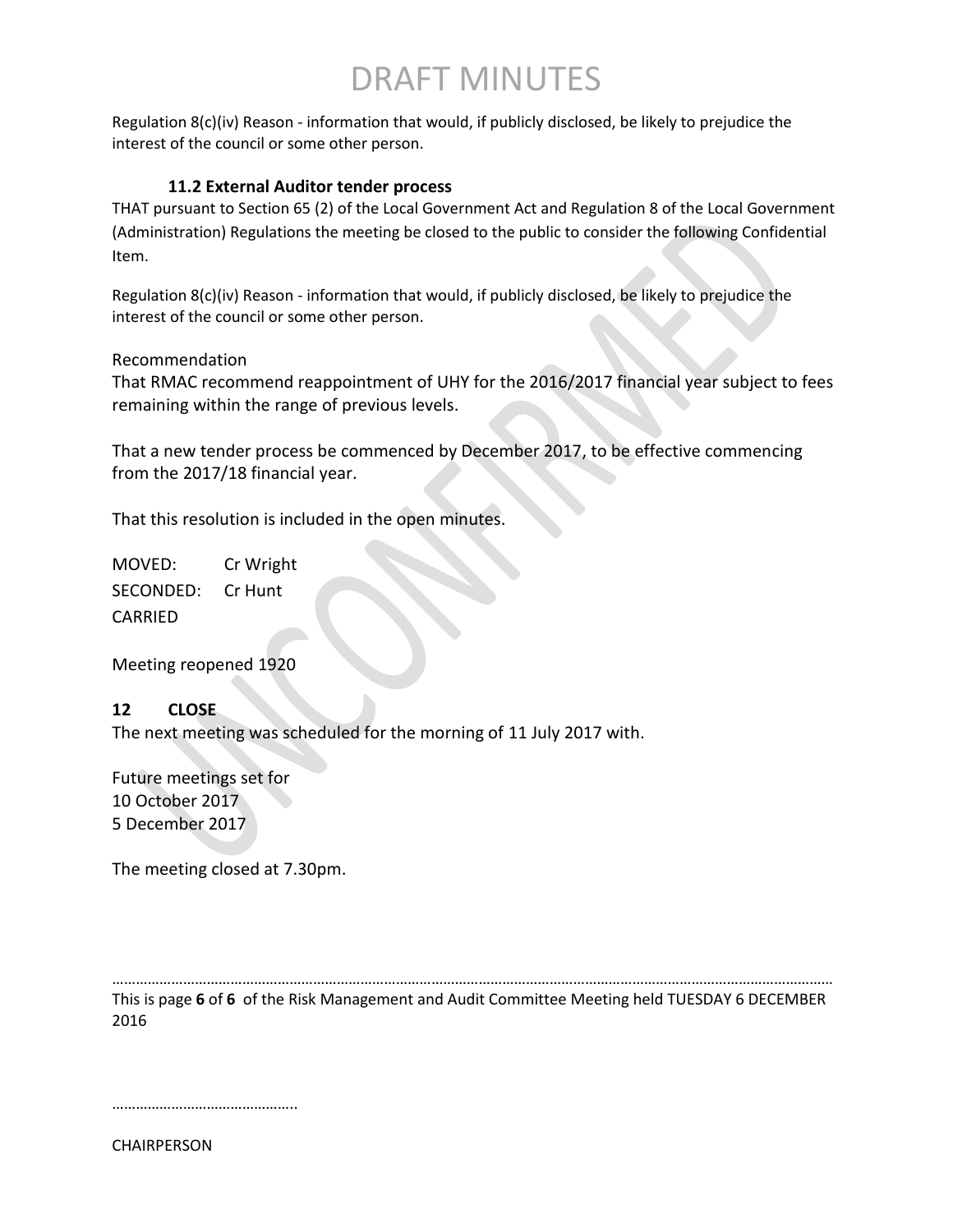Regulation 8(c)(iv) Reason - information that would, if publicly disclosed, be likely to prejudice the interest of the council or some other person.

### 11.2 External Auditor tender process

THAT pursuant to Section 65 (2) of the Local Government Act and Regulation 8 of the Local Government (Administration) Regulations the meeting be closed to the public to consider the following Confidential Item.

Regulation 8(c)(iv) Reason - information that would, if publicly disclosed, be likely to prejudice the interest of the council or some other person.

Recommendation

That RMAC recommend reappointment of UHY for the 2016/2017 financial year subject to fees remaining within the range of previous levels.

That a new tender process be commenced by December 2017, to be effective commencing from the 2017/18 financial year.

That this resolution is included in the open minutes.

MOVED: Cr Wright
SECONDED: Cr Hunt
CARRIED

Meeting reopened 1920

## 12 CLOSE

The next meeting was scheduled for the morning of 11 July 2017 with.

Future meetings set for
10 October 2017
5 December 2017

The meeting closed at 7.30pm.

……………………………………………………………………………………………………………………………………………………………

This is page **6** of **6** of the Risk Management and Audit Committee Meeting held TUESDAY 6 DECEMBER 2016

………………………………………..

CHAIRPERSON